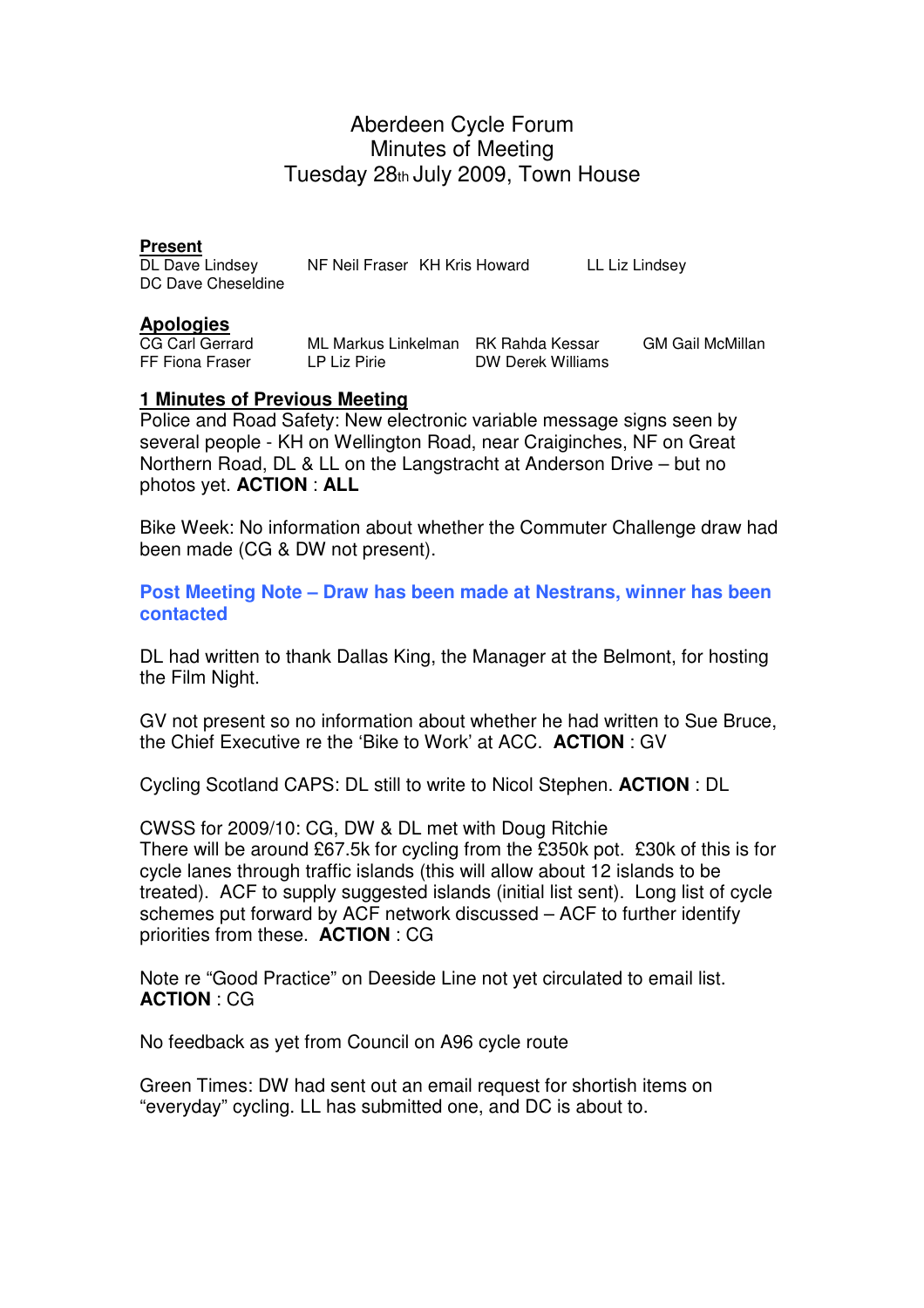# Aberdeen Cycle Forum
## Minutes of Meeting
### Tuesday 28th July 2009, Town House

**Present**

DL Dave Lindsey  
NF Neil Fraser  
KH Kris Howard  
LL Liz Lindsey  
DC Dave Cheseldine

**Apologies**

CG Carl Gerrard  
ML Markus Linkelman  
RK Rahda Kessar  
GM Gail McMillan  
FF Fiona Fraser  
LP Liz Pirie  
DW Derek Williams

**1 Minutes of Previous Meeting**

Police and Road Safety: New electronic variable message signs seen by several people - KH on Wellington Road, near Craiginches, NF on Great Northern Road, DL & LL on the Langstracht at Anderson Drive – but no photos yet. **ACTION** : **ALL**

Bike Week: No information about whether the Commuter Challenge draw had been made (CG & DW not present).

**Post Meeting Note – Draw has been made at Nestrans, winner has been contacted**

DL had written to thank Dallas King, the Manager at the Belmont, for hosting the Film Night.

GV not present so no information about whether he had written to Sue Bruce, the Chief Executive re the 'Bike to Work' at ACC. **ACTION** : GV

Cycling Scotland CAPS: DL still to write to Nicol Stephen. **ACTION** : DL

CWSS for 2009/10: CG, DW & DL met with Doug Ritchie  
There will be around £67.5k for cycling from the £350k pot. £30k of this is for cycle lanes through traffic islands (this will allow about 12 islands to be treated). ACF to supply suggested islands (initial list sent). Long list of cycle schemes put forward by ACF network discussed – ACF to further identify priorities from these. **ACTION** : CG

Note re "Good Practice" on Deeside Line not yet circulated to email list.  
**ACTION** : CG

No feedback as yet from Council on A96 cycle route

Green Times: DW had sent out an email request for shortish items on "everyday" cycling. LL has submitted one, and DC is about to.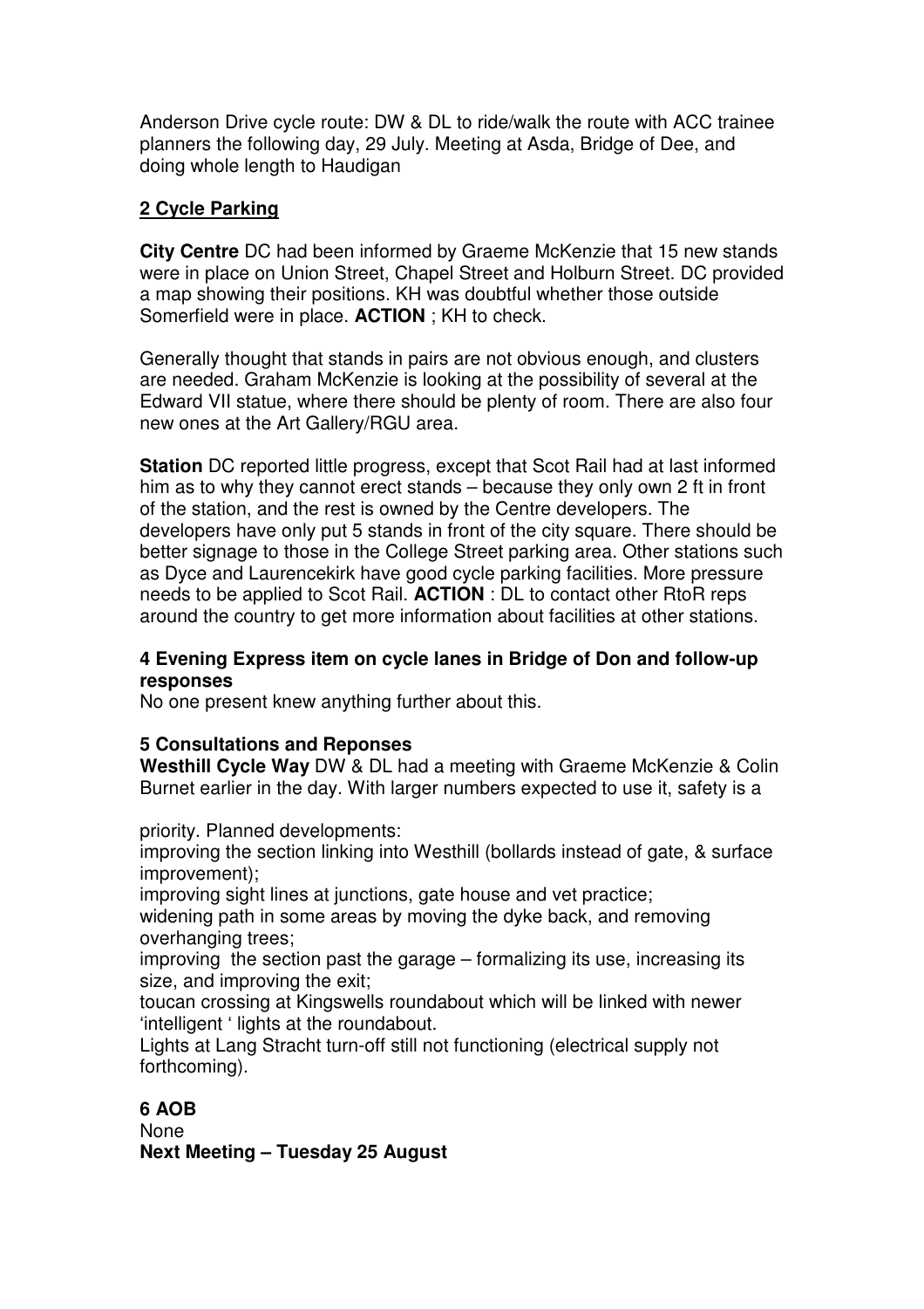Anderson Drive cycle route: DW & DL to ride/walk the route with ACC trainee planners the following day, 29 July. Meeting at Asda, Bridge of Dee, and doing whole length to Haudigan

## 2 Cycle Parking

**City Centre** DC had been informed by Graeme McKenzie that 15 new stands were in place on Union Street, Chapel Street and Holburn Street. DC provided a map showing their positions. KH was doubtful whether those outside Somerfield were in place. **ACTION** ; KH to check.

Generally thought that stands in pairs are not obvious enough, and clusters are needed. Graham McKenzie is looking at the possibility of several at the Edward VII statue, where there should be plenty of room. There are also four new ones at the Art Gallery/RGU area.

**Station** DC reported little progress, except that Scot Rail had at last informed him as to why they cannot erect stands – because they only own 2 ft in front of the station, and the rest is owned by the Centre developers. The developers have only put 5 stands in front of the city square. There should be better signage to those in the College Street parking area. Other stations such as Dyce and Laurencekirk have good cycle parking facilities. More pressure needs to be applied to Scot Rail. **ACTION** : DL to contact other RtoR reps around the country to get more information about facilities at other stations.

### 4 Evening Express item on cycle lanes in Bridge of Don and follow-up responses

No one present knew anything further about this.

### 5 Consultations and Reponses

**Westhill Cycle Way** DW & DL had a meeting with Graeme McKenzie & Colin Burnet earlier in the day. With larger numbers expected to use it, safety is a

priority. Planned developments:

improving the section linking into Westhill (bollards instead of gate, & surface improvement);

improving sight lines at junctions, gate house and vet practice;

widening path in some areas by moving the dyke back, and removing overhanging trees;

improving the section past the garage – formalizing its use, increasing its size, and improving the exit;

toucan crossing at Kingswells roundabout which will be linked with newer 'intelligent ' lights at the roundabout.

Lights at Lang Stracht turn-off still not functioning (electrical supply not forthcoming).

### 6 AOB

None

**Next Meeting – Tuesday 25 August**